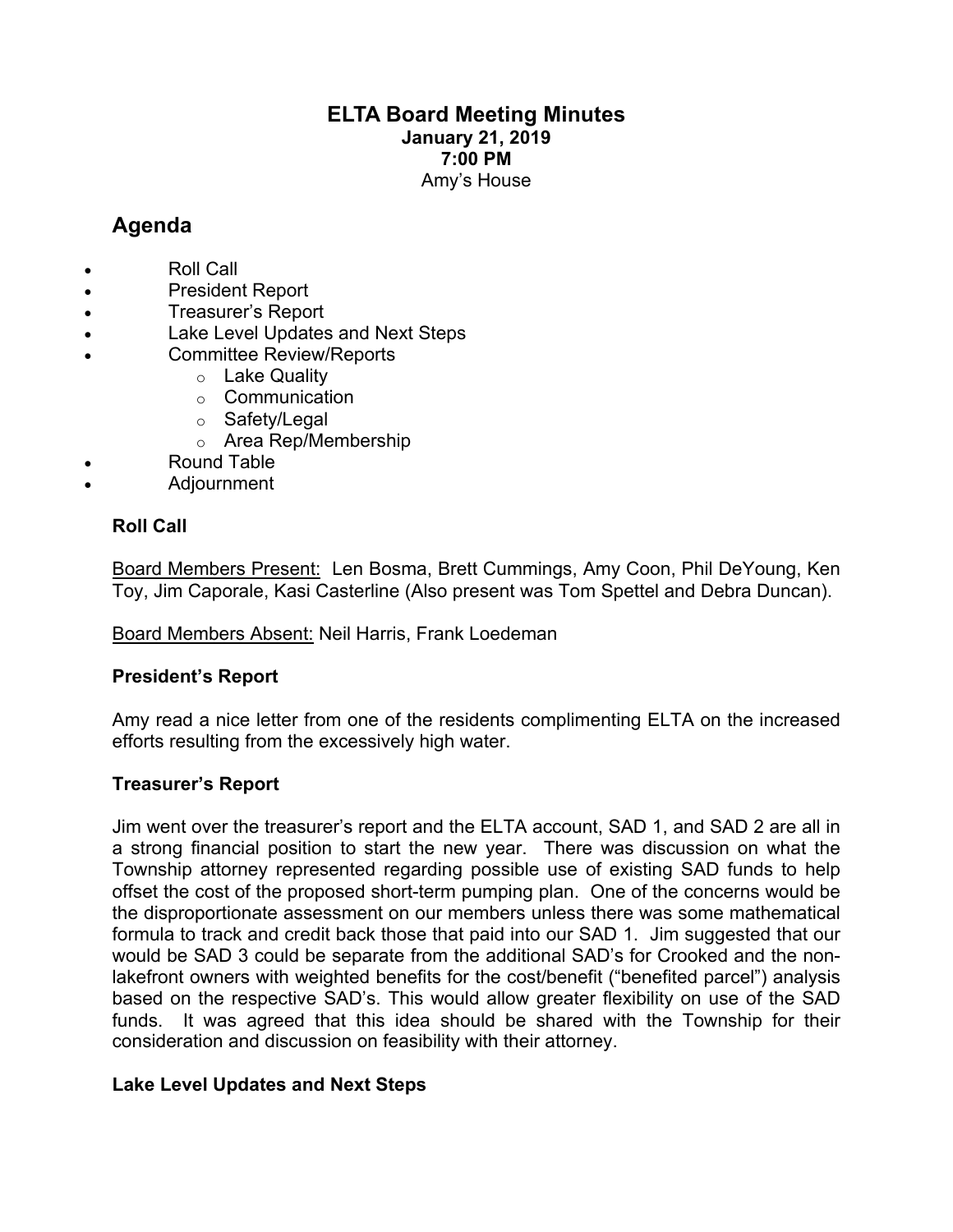# ELTA Board Meeting Minutes

**January 21, 2019**
**7:00 PM**
Amy's House

## Agenda

- Roll Call
- President Report
- Treasurer's Report
- Lake Level Updates and Next Steps
- Committee Review/Reports
  - Lake Quality
  - Communication
  - Safety/Legal
  - Area Rep/Membership
- Round Table
- Adjournment

### Roll Call

Board Members Present: Len Bosma, Brett Cummings, Amy Coon, Phil DeYoung, Ken Toy, Jim Caporale, Kasi Casterline (Also present was Tom Spettel and Debra Duncan).

Board Members Absent: Neil Harris, Frank Loedeman

### President's Report

Amy read a nice letter from one of the residents complimenting ELTA on the increased efforts resulting from the excessively high water.

### Treasurer's Report

Jim went over the treasurer's report and the ELTA account, SAD 1, and SAD 2 are all in a strong financial position to start the new year. There was discussion on what the Township attorney represented regarding possible use of existing SAD funds to help offset the cost of the proposed short-term pumping plan. One of the concerns would be the disproportionate assessment on our members unless there was some mathematical formula to track and credit back those that paid into our SAD 1. Jim suggested that our would be SAD 3 could be separate from the additional SAD's for Crooked and the non-lakefront owners with weighted benefits for the cost/benefit ("benefited parcel") analysis based on the respective SAD's. This would allow greater flexibility on use of the SAD funds. It was agreed that this idea should be shared with the Township for their consideration and discussion on feasibility with their attorney.

### Lake Level Updates and Next Steps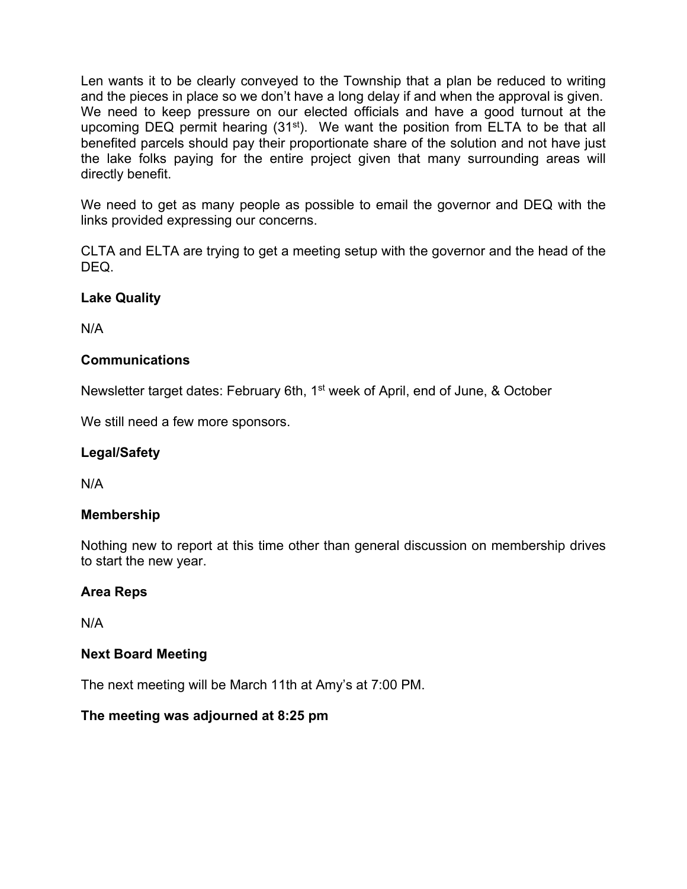Len wants it to be clearly conveyed to the Township that a plan be reduced to writing and the pieces in place so we don't have a long delay if and when the approval is given. We need to keep pressure on our elected officials and have a good turnout at the upcoming DEQ permit hearing (31st). We want the position from ELTA to be that all benefited parcels should pay their proportionate share of the solution and not have just the lake folks paying for the entire project given that many surrounding areas will directly benefit.

We need to get as many people as possible to email the governor and DEQ with the links provided expressing our concerns.

CLTA and ELTA are trying to get a meeting setup with the governor and the head of the DEQ.

**Lake Quality**

N/A

**Communications**

Newsletter target dates: February 6th, 1st week of April, end of June, & October

We still need a few more sponsors.

**Legal/Safety**

N/A

**Membership**

Nothing new to report at this time other than general discussion on membership drives to start the new year.

**Area Reps**

N/A

**Next Board Meeting**

The next meeting will be March 11th at Amy's at 7:00 PM.

**The meeting was adjourned at 8:25 pm**